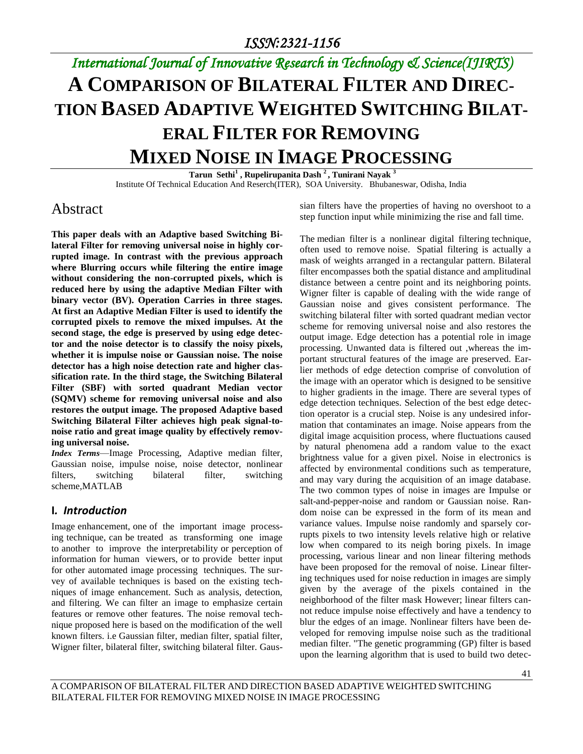# International Journal of Innovative Research in Technology & Science(IJIRTS)

# A COMPARISON OF BILATERAL FILTER AND DIRECTION BASED ADAPTIVE WEIGHTED SWITCHING BILATERAL FILTER FOR REMOVING MIXED NOISE IN IMAGE PROCESSING

**Tarun Sethi[1] , Rupelirupanita Dash [2] , Tunirani Nayak [3]**
Institute Of Technical Education And Reserch(ITER), SOA University. Bhubaneswar, Odisha, India

## Abstract

**This paper deals with an Adaptive based Switching Bilateral Filter for removing universal noise in highly corrupted image. In contrast with the previous approach where Blurring occurs while filtering the entire image without considering the non-corrupted pixels, which is reduced here by using the adaptive Median Filter with binary vector (BV). Operation Carries in three stages. At first an Adaptive Median Filter is used to identify the corrupted pixels to remove the mixed impulses. At the second stage, the edge is preserved by using edge detector and the noise detector is to classify the noisy pixels, whether it is impulse noise or Gaussian noise. The noise detector has a high noise detection rate and higher classification rate. In the third stage, the Switching Bilateral Filter (SBF) with sorted quadrant Median vector (SQMV) scheme for removing universal noise and also restores the output image. The proposed Adaptive based Switching Bilateral Filter achieves high peak signal-to-noise ratio and great image quality by effectively removing universal noise.**

***Index Terms***—Image Processing, Adaptive median filter, Gaussian noise, impulse noise, noise detector, nonlinear filters, switching bilateral filter, switching scheme,MATLAB

## I. *Introduction*

Image enhancement, one of the important image processing technique, can be treated as transforming one image to another to improve the interpretability or perception of information for human viewers, or to provide better input for other automated image processing techniques. The survey of available techniques is based on the existing techniques of image enhancement. Such as analysis, detection, and filtering. We can filter an image to emphasize certain features or remove other features. The noise removal technique proposed here is based on the modification of the well known filters. i.e Gaussian filter, median filter, spatial filter, Wigner filter, bilateral filter, switching bilateral filter. Gaussian filters have the properties of having no overshoot to a step function input while minimizing the rise and fall time.

The median filter is a nonlinear digital filtering technique, often used to remove noise. Spatial filtering is actually a mask of weights arranged in a rectangular pattern. Bilateral filter encompasses both the spatial distance and amplitudinal distance between a centre point and its neighboring points. Wigner filter is capable of dealing with the wide range of Gaussian noise and gives consistent performance. The switching bilateral filter with sorted quadrant median vector scheme for removing universal noise and also restores the output image. Edge detection has a potential role in image processing. Unwanted data is filtered out ,whereas the important structural features of the image are preserved. Earlier methods of edge detection comprise of convolution of the image with an operator which is designed to be sensitive to higher gradients in the image. There are several types of edge detection techniques. Selection of the best edge detection operator is a crucial step. Noise is any undesired information that contaminates an image. Noise appears from the digital image acquisition process, where fluctuations caused by natural phenomena add a random value to the exact brightness value for a given pixel. Noise in electronics is affected by environmental conditions such as temperature, and may vary during the acquisition of an image database. The two common types of noise in images are Impulse or salt-and-pepper-noise and random or Gaussian noise. Random noise can be expressed in the form of its mean and variance values. Impulse noise randomly and sparsely corrupts pixels to two intensity levels relative high or relative low when compared to its neigh boring pixels. In image processing, various linear and non linear filtering methods have been proposed for the removal of noise. Linear filtering techniques used for noise reduction in images are simply given by the average of the pixels contained in the neighborhood of the filter mask However; linear filters cannot reduce impulse noise effectively and have a tendency to blur the edges of an image. Nonlinear filters have been developed for removing impulse noise such as the traditional median filter. "The genetic programming (GP) filter is based upon the learning algorithm that is used to build two detec-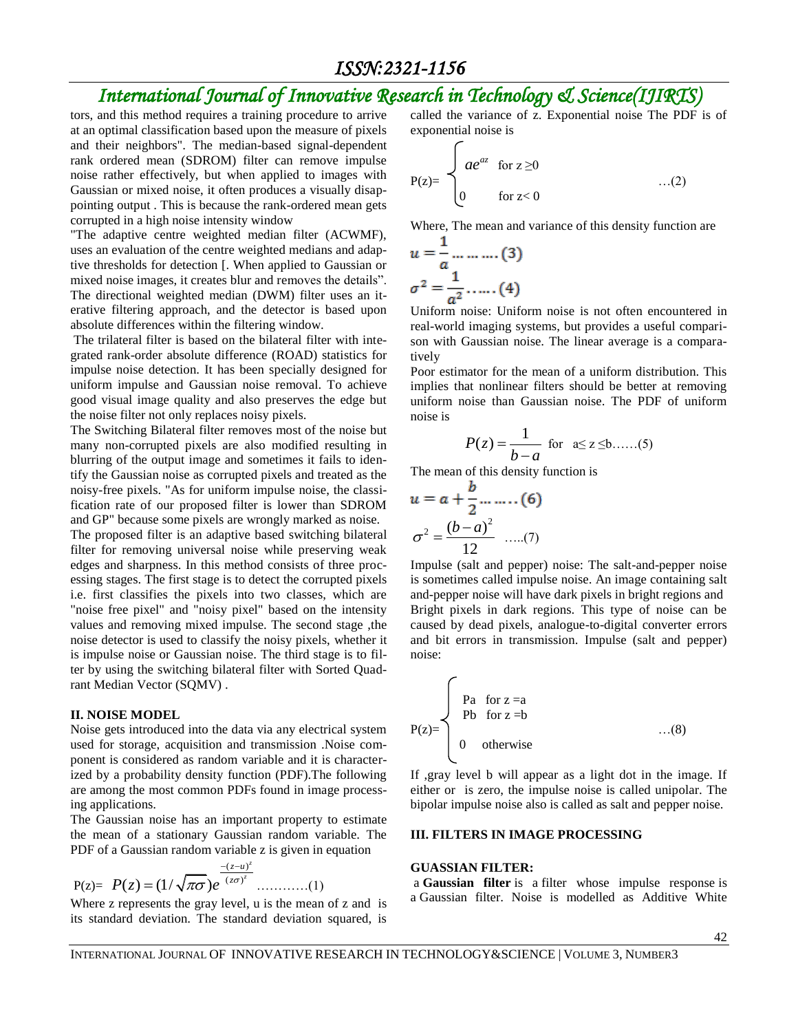tors, and this method requires a training procedure to arrive at an optimal classification based upon the measure of pixels and their neighbors". The median-based signal-dependent rank ordered mean (SDROM) filter can remove impulse noise rather effectively, but when applied to images with Gaussian or mixed noise, it often produces a visually disappointing output . This is because the rank-ordered mean gets corrupted in a high noise intensity window

"The adaptive centre weighted median filter (ACWMF), uses an evaluation of the centre weighted medians and adaptive thresholds for detection [. When applied to Gaussian or mixed noise images, it creates blur and removes the details". The directional weighted median (DWM) filter uses an iterative filtering approach, and the detector is based upon absolute differences within the filtering window.

The trilateral filter is based on the bilateral filter with integrated rank-order absolute difference (ROAD) statistics for impulse noise detection. It has been specially designed for uniform impulse and Gaussian noise removal. To achieve good visual image quality and also preserves the edge but the noise filter not only replaces noisy pixels.

The Switching Bilateral filter removes most of the noise but many non-corrupted pixels are also modified resulting in blurring of the output image and sometimes it fails to identify the Gaussian noise as corrupted pixels and treated as the noisy-free pixels. "As for uniform impulse noise, the classification rate of our proposed filter is lower than SDROM and GP" because some pixels are wrongly marked as noise.

The proposed filter is an adaptive based switching bilateral filter for removing universal noise while preserving weak edges and sharpness. In this method consists of three processing stages. The first stage is to detect the corrupted pixels i.e. first classifies the pixels into two classes, which are "noise free pixel" and "noisy pixel" based on the intensity values and removing mixed impulse. The second stage ,the noise detector is used to classify the noisy pixels, whether it is impulse noise or Gaussian noise. The third stage is to filter by using the switching bilateral filter with Sorted Quadrant Median Vector (SQMV) .

## II. NOISE MODEL

Noise gets introduced into the data via any electrical system used for storage, acquisition and transmission .Noise component is considered as random variable and it is characterized by a probability density function (PDF).The following are among the most common PDFs found in image processing applications.

The Gaussian noise has an important property to estimate the mean of a stationary Gaussian random variable. The PDF of a Gaussian random variable z is given in equation

$$P(z)= P(z) = (1/\sqrt{\pi\sigma})e^{\frac{-(z-u)^2}{(z\sigma)^2}} \quad \text{…………(1)}$$

Where z represents the gray level, u is the mean of z and is its standard deviation. The standard deviation squared, is called the variance of z. Exponential noise The PDF is of exponential noise is

$$P(z)= \begin{cases} ae^{az} & \text{for } z \geq 0 \\ 0 & \text{for } z < 0 \end{cases} \quad \text{…(2)}$$

Where, The mean and variance of this density function are

$$u = \frac{1}{a} \text{ ……… (3)}$$

$$\sigma^2 = \frac{1}{a^2} \text{ …… (4)}$$

Uniform noise: Uniform noise is not often encountered in real-world imaging systems, but provides a useful comparison with Gaussian noise. The linear average is a comparatively

Poor estimator for the mean of a uniform distribution. This implies that nonlinear filters should be better at removing uniform noise than Gaussian noise. The PDF of uniform noise is

$$P(z) = \frac{1}{b-a} \quad \text{for } a \leq z \leq b\text{……(5)}$$

The mean of this density function is

$$u = a + \frac{b}{2} \text{ ……… (6)}$$

$$\sigma^2 = \frac{(b-a)^2}{12} \quad \text{…..(7)}$$

Impulse (salt and pepper) noise: The salt-and-pepper noise is sometimes called impulse noise. An image containing salt and-pepper noise will have dark pixels in bright regions and Bright pixels in dark regions. This type of noise can be caused by dead pixels, analogue-to-digital converter errors and bit errors in transmission. Impulse (salt and pepper) noise:

$$P(z)= \begin{cases} Pa & \text{for } z = a \\ Pb & \text{for } z = b \\ 0 & \text{otherwise} \end{cases} \quad \text{…(8)}$$

If ,gray level b will appear as a light dot in the image. If either or is zero, the impulse noise is called unipolar. The bipolar impulse noise also is called as salt and pepper noise.

## III. FILTERS IN IMAGE PROCESSING

### GUASSIAN FILTER:

a **Gaussian filter** is a filter whose impulse response is a Gaussian filter. Noise is modelled as Additive White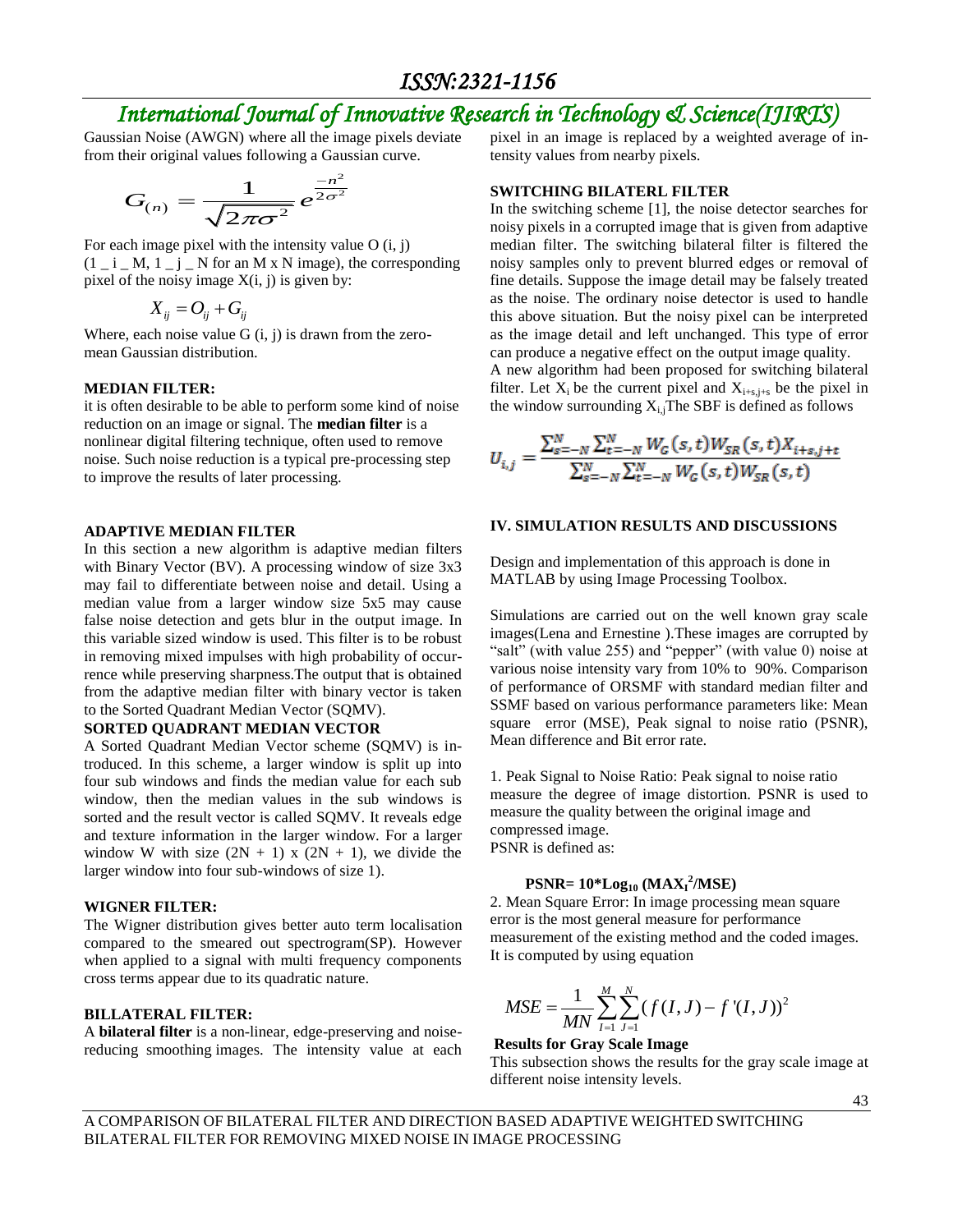Gaussian Noise (AWGN) where all the image pixels deviate from their original values following a Gaussian curve.

$$G_{(n)} = \frac{1}{\sqrt{2\pi\sigma^2}} e^{\frac{-n^2}{2\sigma^2}}$$

For each image pixel with the intensity value O (i, j) (1 _ i _ M, 1 _ j _ N for an M x N image), the corresponding pixel of the noisy image X(i, j) is given by:

$$X_{ij} = O_{ij} + G_{ij}$$

Where, each noise value G (i, j) is drawn from the zero-mean Gaussian distribution.

**MEDIAN FILTER:**

it is often desirable to be able to perform some kind of noise reduction on an image or signal. The **median filter** is a nonlinear digital filtering technique, often used to remove noise. Such noise reduction is a typical pre-processing step to improve the results of later processing.

**ADAPTIVE MEDIAN FILTER**

In this section a new algorithm is adaptive median filters with Binary Vector (BV). A processing window of size 3x3 may fail to differentiate between noise and detail. Using a median value from a larger window size 5x5 may cause false noise detection and gets blur in the output image. In this variable sized window is used. This filter is to be robust in removing mixed impulses with high probability of occurrence while preserving sharpness.The output that is obtained from the adaptive median filter with binary vector is taken to the Sorted Quadrant Median Vector (SQMV).

**SORTED QUADRANT MEDIAN VECTOR**

A Sorted Quadrant Median Vector scheme (SQMV) is introduced. In this scheme, a larger window is split up into four sub windows and finds the median value for each sub window, then the median values in the sub windows is sorted and the result vector is called SQMV. It reveals edge and texture information in the larger window. For a larger window W with size (2N + 1) x (2N + 1), we divide the larger window into four sub-windows of size 1).

**WIGNER FILTER:**

The Wigner distribution gives better auto term localisation compared to the smeared out spectrogram(SP). However when applied to a signal with multi frequency components cross terms appear due to its quadratic nature.

**BILLATERAL FILTER:**

A **bilateral filter** is a non-linear, edge-preserving and noise-reducing smoothing images. The intensity value at each pixel in an image is replaced by a weighted average of intensity values from nearby pixels.

**SWITCHING BILATERL FILTER**

In the switching scheme [1], the noise detector searches for noisy pixels in a corrupted image that is given from adaptive median filter. The switching bilateral filter is filtered the noisy samples only to prevent blurred edges or removal of fine details. Suppose the image detail may be falsely treated as the noise. The ordinary noise detector is used to handle this above situation. But the noisy pixel can be interpreted as the image detail and left unchanged. This type of error can produce a negative effect on the output image quality.

A new algorithm had been proposed for switching bilateral filter. Let $X_i$ be the current pixel and $X_{i+s,j+s}$ be the pixel in the window surrounding $X_{i,j}$The SBF is defined as follows

$$U_{i,j} = \frac{\sum_{s=-N}^{N}\sum_{t=-N}^{N} W_G(s,t) W_{SR}(s,t) X_{i+s,j+t}}{\sum_{s=-N}^{N}\sum_{t=-N}^{N} W_G(s,t) W_{SR}(s,t)}$$

## IV. SIMULATION RESULTS AND DISCUSSIONS

Design and implementation of this approach is done in MATLAB by using Image Processing Toolbox.

Simulations are carried out on the well known gray scale images(Lena and Ernestine ).These images are corrupted by "salt" (with value 255) and "pepper" (with value 0) noise at various noise intensity vary from 10% to 90%. Comparison of performance of ORSMF with standard median filter and SSMF based on various performance parameters like: Mean square error (MSE), Peak signal to noise ratio (PSNR), Mean difference and Bit error rate.

1. Peak Signal to Noise Ratio: Peak signal to noise ratio measure the degree of image distortion. PSNR is used to measure the quality between the original image and compressed image.
PSNR is defined as:

$$\textbf{PSNR} = 10 * \textbf{Log}_{10} (\textbf{MAX}_I^2 / \textbf{MSE})$$

2. Mean Square Error: In image processing mean square error is the most general measure for performance measurement of the existing method and the coded images. It is computed by using equation

$$MSE = \frac{1}{MN}\sum_{I=1}^{M}\sum_{J=1}^{N}(f(I,J) - f'(I,J))^2$$

**Results for Gray Scale Image**

This subsection shows the results for the gray scale image at different noise intensity levels.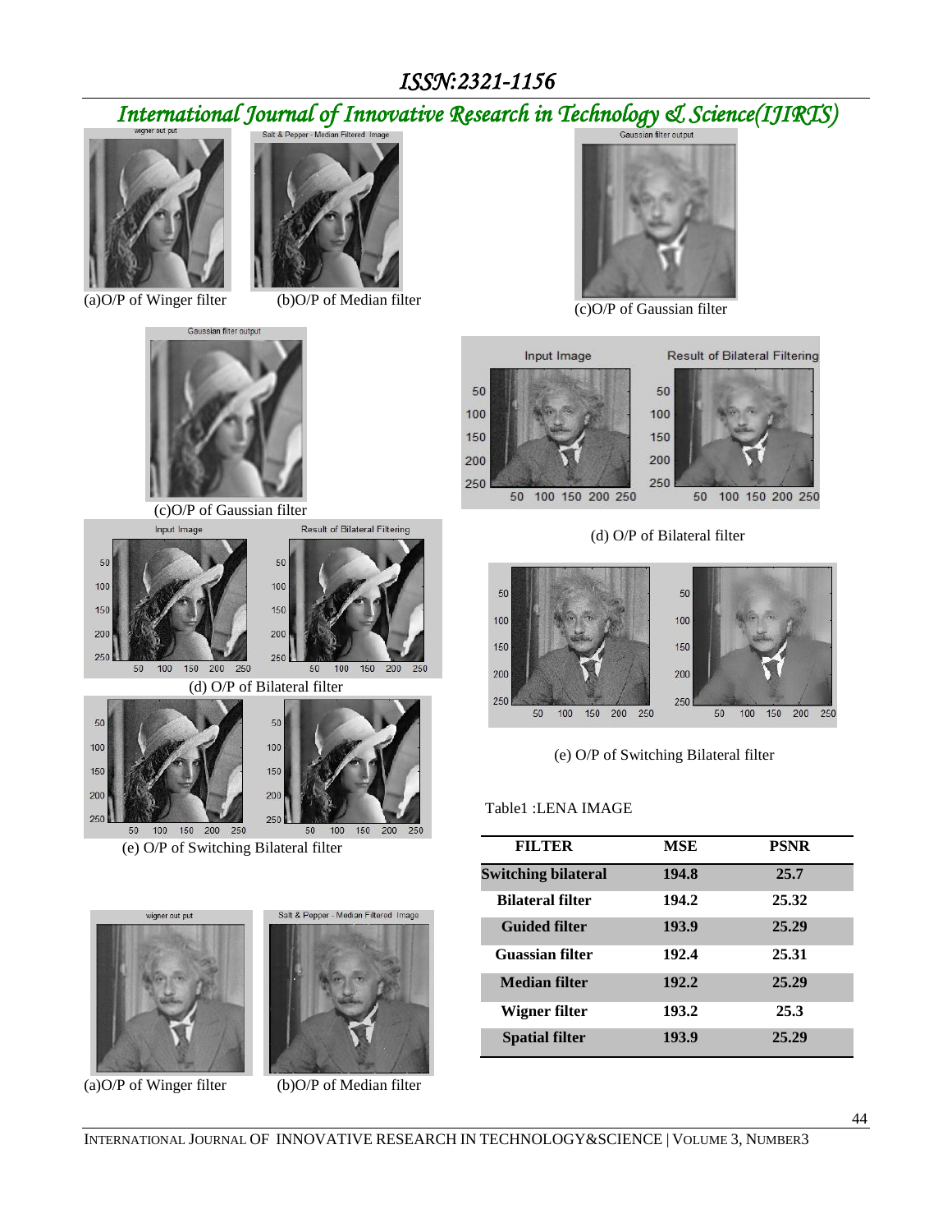(a)O/P of Winger filter

(b)O/P of Median filter

(c)O/P of Gaussian filter

(d) O/P of Bilateral filter

(e) O/P of Switching Bilateral filter

(a)O/P of Winger filter

(b)O/P of Median filter

(c)O/P of Gaussian filter

(d) O/P of Bilateral filter

(e) O/P of Switching Bilateral filter

Table1 :LENA IMAGE

| FILTER | MSE | PSNR |
|---|---|---|
| **Switching bilateral** | **194.8** | **25.7** |
| **Bilateral filter** | **194.2** | **25.32** |
| **Guided filter** | **193.9** | **25.29** |
| **Guassian filter** | **192.4** | **25.31** |
| **Median filter** | **192.2** | **25.29** |
| **Wigner filter** | **193.2** | **25.3** |
| **Spatial filter** | **193.9** | **25.29** |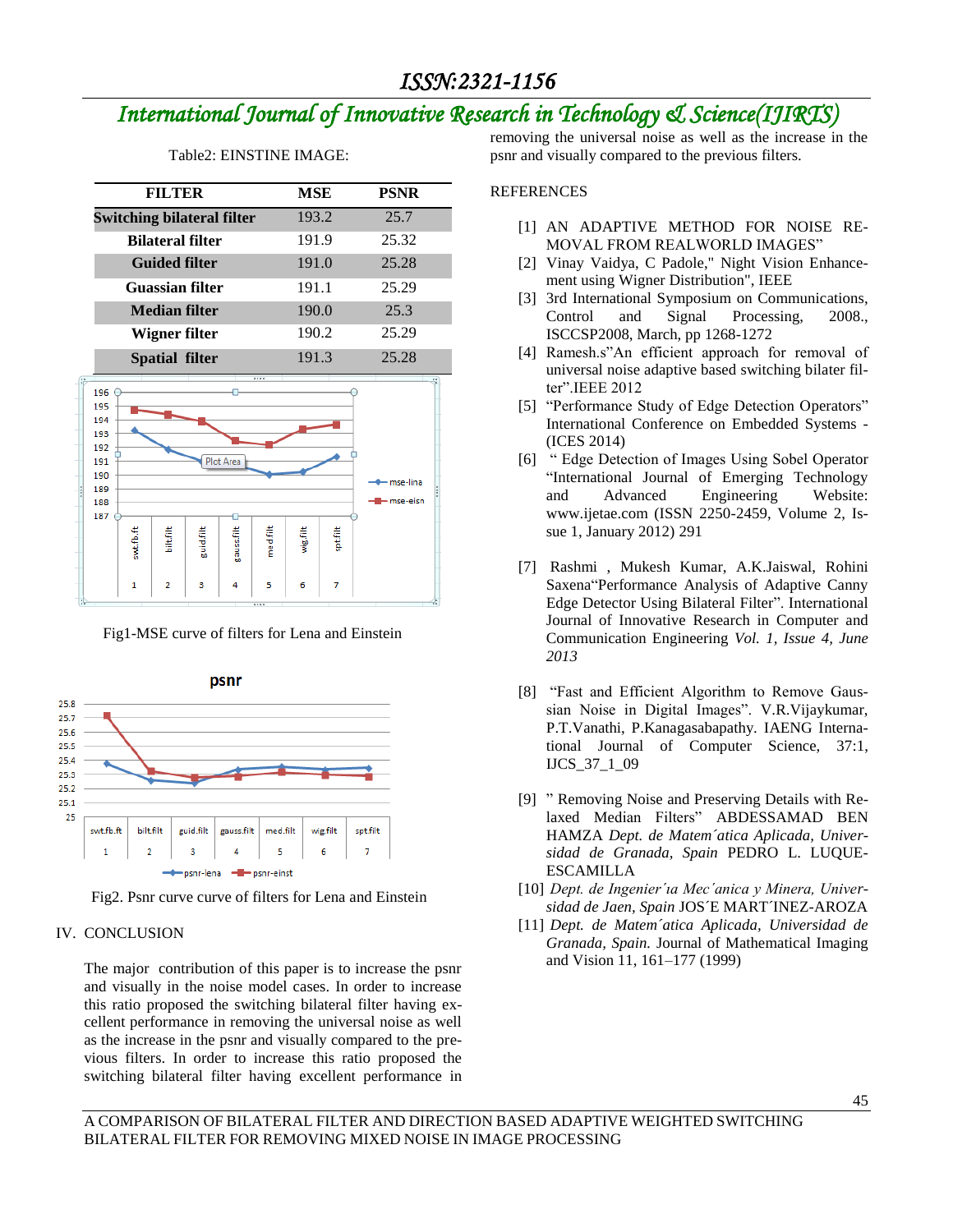Table2: EINSTINE IMAGE:

| FILTER | MSE | PSNR |
|---|---|---|
| Switching bilateral filter | 193.2 | 25.7 |
| Bilateral filter | 191.9 | 25.32 |
| Guided filter | 191.0 | 25.28 |
| Guassian filter | 191.1 | 25.29 |
| Median filter | 190.0 | 25.3 |
| Wigner filter | 190.2 | 25.29 |
| Spatial filter | 191.3 | 25.28 |

196
195
194
193
192
191
190
189
188
187

Plot Area

swt.fb.ft 1
bilt.filt 2
guid.filt 3
gauss.filt 4
med.filt 5
wig.filt 6
spt.filt 7

mse-lina
mse-eisn

Fig1-MSE curve of filters for Lena and Einstein

psnr

25.8
25.7
25.6
25.5
25.4
25.3
25.2
25.1
25

swt.fb.ft 1
bilt.filt 2
guid.filt 3
gauss.filt 4
med.filt 5
wig.filt 6
spt.filt 7

psnr-lena
psnr-einst

Fig2. Psnr curve curve of filters for Lena and Einstein

## IV. CONCLUSION

The major contribution of this paper is to increase the psnr and visually in the noise model cases. In order to increase this ratio proposed the switching bilateral filter having excellent performance in removing the universal noise as well as the increase in the psnr and visually compared to the previous filters. In order to increase this ratio proposed the switching bilateral filter having excellent performance in removing the universal noise as well as the increase in the psnr and visually compared to the previous filters.

## REFERENCES

[1] AN ADAPTIVE METHOD FOR NOISE REMOVAL FROM REALWORLD IMAGES"

[2] Vinay Vaidya, C Padole," Night Vision Enhancement using Wigner Distribution", IEEE

[3] 3rd International Symposium on Communications, Control and Signal Processing, 2008., ISCCSP2008, March, pp 1268-1272

[4] Ramesh.s"An efficient approach for removal of universal noise adaptive based switching bilater filter".IEEE 2012

[5] "Performance Study of Edge Detection Operators" International Conference on Embedded Systems - (ICES 2014)

[6] " Edge Detection of Images Using Sobel Operator "International Journal of Emerging Technology and Advanced Engineering Website: www.ijetae.com (ISSN 2250-2459, Volume 2, Issue 1, January 2012) 291

[7] Rashmi , Mukesh Kumar, A.K.Jaiswal, Rohini Saxena"Performance Analysis of Adaptive Canny Edge Detector Using Bilateral Filter". International Journal of Innovative Research in Computer and Communication Engineering *Vol. 1, Issue 4, June 2013*

[8] "Fast and Efficient Algorithm to Remove Gaussian Noise in Digital Images". V.R.Vijaykumar, P.T.Vanathi, P.Kanagasabapathy. IAENG International Journal of Computer Science, 37:1, IJCS_37_1_09

[9] " Removing Noise and Preserving Details with Relaxed Median Filters" ABDESSAMAD BEN HAMZA *Dept. de Matem´atica Aplicada, Universidad de Granada, Spain* PEDRO L. LUQUE-ESCAMILLA

[10] *Dept. de Ingenier´ıa Mec´anica y Minera, Universidad de Jaen, Spain* JOS´E MART´INEZ-AROZA

[11] *Dept. de Matem´atica Aplicada, Universidad de Granada, Spain.* Journal of Mathematical Imaging and Vision 11, 161–177 (1999)